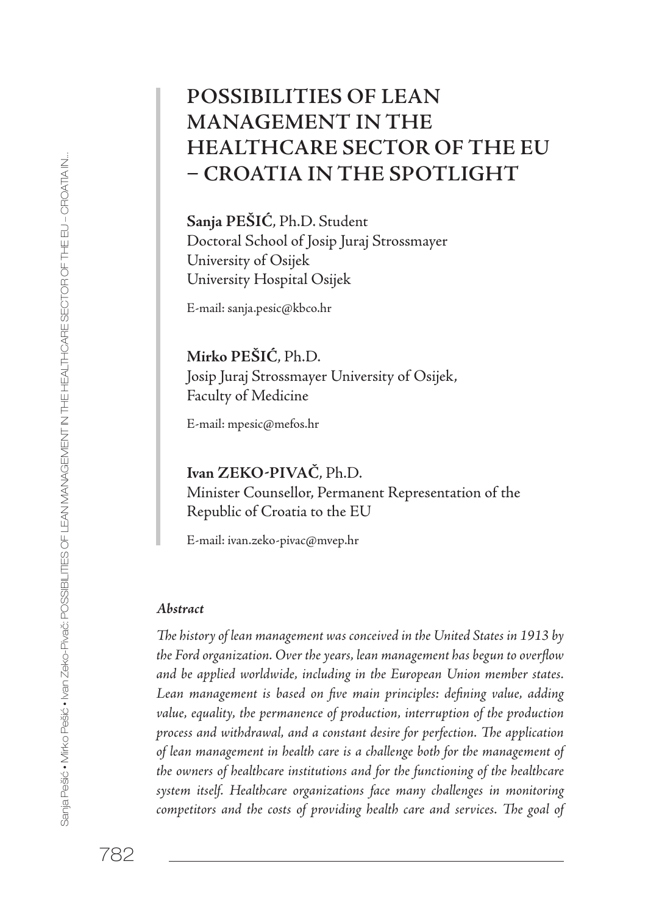# POSSIBILITIES OF LEAN MANAGEMENT IN THE HEALTHCARE SECTOR OF THE EU – CROATIA IN THE SPOTLIGHT

**Sanja PEŠIĆ**, Ph.D. Student
Doctoral School of Josip Juraj Strossmayer University of Osijek
University Hospital Osijek

E-mail: sanja.pesic@kbco.hr

**Mirko PEŠIĆ**, Ph.D.
Josip Juraj Strossmayer University of Osijek,
Faculty of Medicine

E-mail: mpesic@mefos.hr

**Ivan ZEKO-PIVAČ**, Ph.D.
Minister Counsellor, Permanent Representation of the Republic of Croatia to the EU

E-mail: ivan.zeko-pivac@mvep.hr

***Abstract***

*The history of lean management was conceived in the United States in 1913 by the Ford organization. Over the years, lean management has begun to overflow and be applied worldwide, including in the European Union member states. Lean management is based on five main principles: defining value, adding value, equality, the permanence of production, interruption of the production process and withdrawal, and a constant desire for perfection. The application of lean management in health care is a challenge both for the management of the owners of healthcare institutions and for the functioning of the healthcare system itself. Healthcare organizations face many challenges in monitoring competitors and the costs of providing health care and services. The goal of*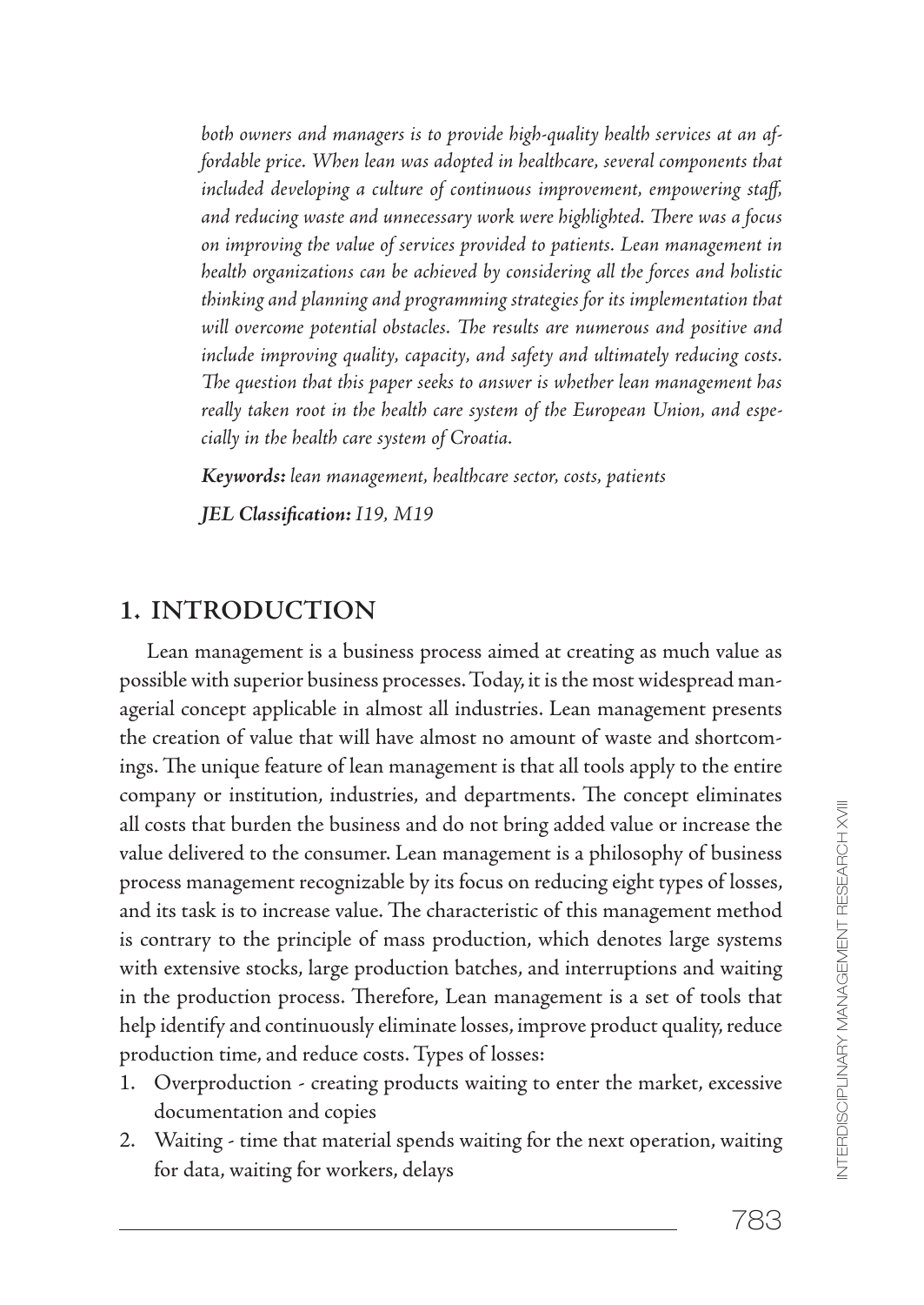*both owners and managers is to provide high-quality health services at an affordable price. When lean was adopted in healthcare, several components that included developing a culture of continuous improvement, empowering staff, and reducing waste and unnecessary work were highlighted. There was a focus on improving the value of services provided to patients. Lean management in health organizations can be achieved by considering all the forces and holistic thinking and planning and programming strategies for its implementation that will overcome potential obstacles. The results are numerous and positive and include improving quality, capacity, and safety and ultimately reducing costs. The question that this paper seeks to answer is whether lean management has really taken root in the health care system of the European Union, and especially in the health care system of Croatia.*

***Keywords:*** *lean management, healthcare sector, costs, patients*

***JEL Classification:*** *I19, M19*

## 1. INTRODUCTION

Lean management is a business process aimed at creating as much value as possible with superior business processes. Today, it is the most widespread managerial concept applicable in almost all industries. Lean management presents the creation of value that will have almost no amount of waste and shortcomings. The unique feature of lean management is that all tools apply to the entire company or institution, industries, and departments. The concept eliminates all costs that burden the business and do not bring added value or increase the value delivered to the consumer. Lean management is a philosophy of business process management recognizable by its focus on reducing eight types of losses, and its task is to increase value. The characteristic of this management method is contrary to the principle of mass production, which denotes large systems with extensive stocks, large production batches, and interruptions and waiting in the production process. Therefore, Lean management is a set of tools that help identify and continuously eliminate losses, improve product quality, reduce production time, and reduce costs. Types of losses:

1. Overproduction - creating products waiting to enter the market, excessive documentation and copies
2. Waiting - time that material spends waiting for the next operation, waiting for data, waiting for workers, delays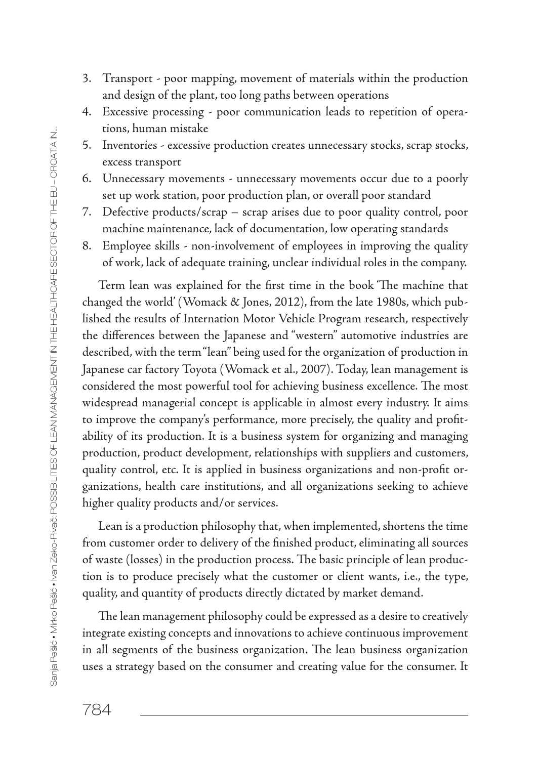3. Transport - poor mapping, movement of materials within the production and design of the plant, too long paths between operations
4. Excessive processing - poor communication leads to repetition of operations, human mistake
5. Inventories - excessive production creates unnecessary stocks, scrap stocks, excess transport
6. Unnecessary movements - unnecessary movements occur due to a poorly set up work station, poor production plan, or overall poor standard
7. Defective products/scrap – scrap arises due to poor quality control, poor machine maintenance, lack of documentation, low operating standards
8. Employee skills - non-involvement of employees in improving the quality of work, lack of adequate training, unclear individual roles in the company.

Term lean was explained for the first time in the book 'The machine that changed the world' (Womack & Jones, 2012), from the late 1980s, which published the results of Internation Motor Vehicle Program research, respectively the differences between the Japanese and "western" automotive industries are described, with the term "lean" being used for the organization of production in Japanese car factory Toyota (Womack et al., 2007). Today, lean management is considered the most powerful tool for achieving business excellence. The most widespread managerial concept is applicable in almost every industry. It aims to improve the company's performance, more precisely, the quality and profitability of its production. It is a business system for organizing and managing production, product development, relationships with suppliers and customers, quality control, etc. It is applied in business organizations and non-profit organizations, health care institutions, and all organizations seeking to achieve higher quality products and/or services.

Lean is a production philosophy that, when implemented, shortens the time from customer order to delivery of the finished product, eliminating all sources of waste (losses) in the production process. The basic principle of lean production is to produce precisely what the customer or client wants, i.e., the type, quality, and quantity of products directly dictated by market demand.

The lean management philosophy could be expressed as a desire to creatively integrate existing concepts and innovations to achieve continuous improvement in all segments of the business organization. The lean business organization uses a strategy based on the consumer and creating value for the consumer. It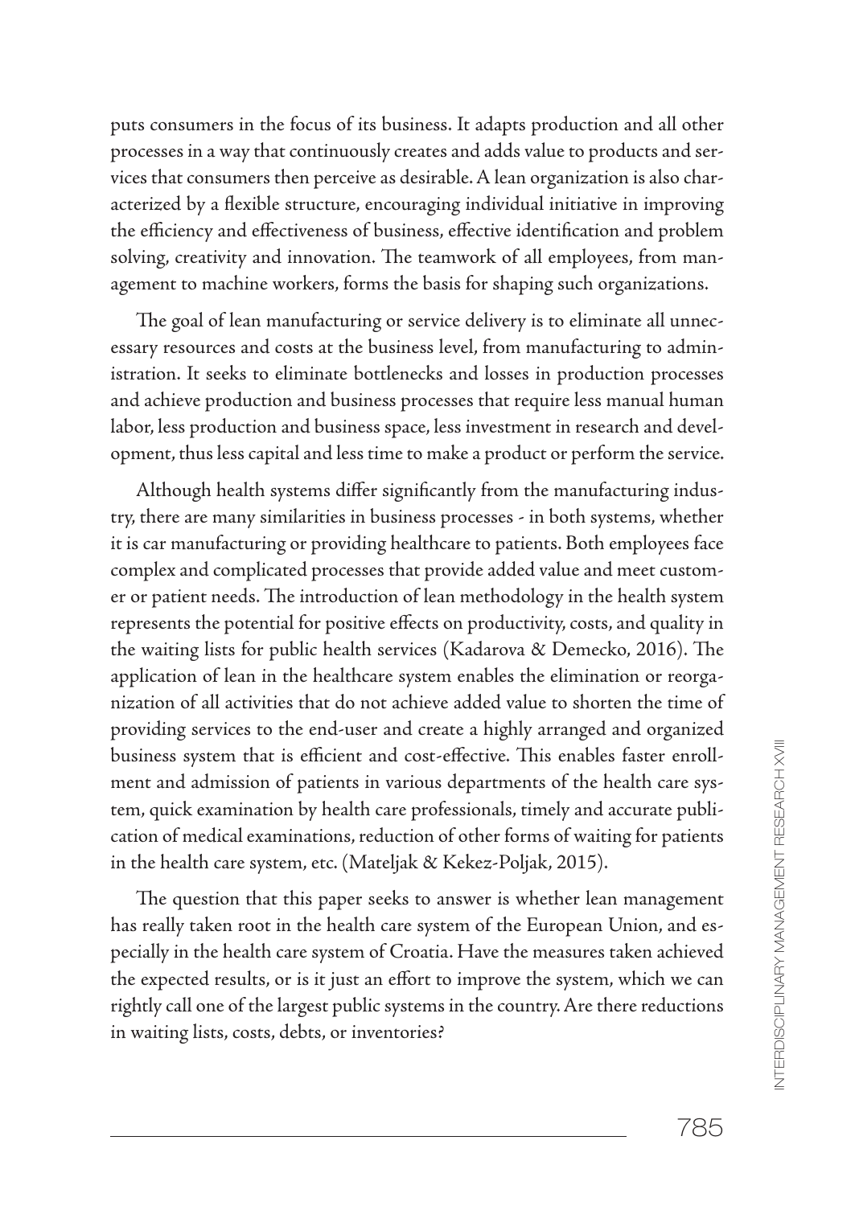puts consumers in the focus of its business. It adapts production and all other processes in a way that continuously creates and adds value to products and services that consumers then perceive as desirable. A lean organization is also characterized by a flexible structure, encouraging individual initiative in improving the efficiency and effectiveness of business, effective identification and problem solving, creativity and innovation. The teamwork of all employees, from management to machine workers, forms the basis for shaping such organizations.

The goal of lean manufacturing or service delivery is to eliminate all unnecessary resources and costs at the business level, from manufacturing to administration. It seeks to eliminate bottlenecks and losses in production processes and achieve production and business processes that require less manual human labor, less production and business space, less investment in research and development, thus less capital and less time to make a product or perform the service.

Although health systems differ significantly from the manufacturing industry, there are many similarities in business processes - in both systems, whether it is car manufacturing or providing healthcare to patients. Both employees face complex and complicated processes that provide added value and meet customer or patient needs. The introduction of lean methodology in the health system represents the potential for positive effects on productivity, costs, and quality in the waiting lists for public health services (Kadarova & Demecko, 2016). The application of lean in the healthcare system enables the elimination or reorganization of all activities that do not achieve added value to shorten the time of providing services to the end-user and create a highly arranged and organized business system that is efficient and cost-effective. This enables faster enrollment and admission of patients in various departments of the health care system, quick examination by health care professionals, timely and accurate publication of medical examinations, reduction of other forms of waiting for patients in the health care system, etc. (Mateljak & Kekez-Poljak, 2015).

The question that this paper seeks to answer is whether lean management has really taken root in the health care system of the European Union, and especially in the health care system of Croatia. Have the measures taken achieved the expected results, or is it just an effort to improve the system, which we can rightly call one of the largest public systems in the country. Are there reductions in waiting lists, costs, debts, or inventories?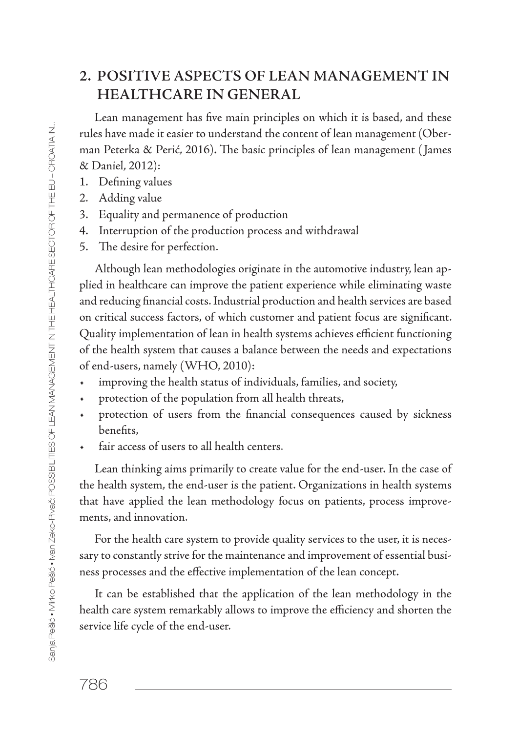## 2. POSITIVE ASPECTS OF LEAN MANAGEMENT IN HEALTHCARE IN GENERAL

Lean management has five main principles on which it is based, and these rules have made it easier to understand the content of lean management (Oberman Peterka & Perić, 2016). The basic principles of lean management (James & Daniel, 2012):

1. Defining values
2. Adding value
3. Equality and permanence of production
4. Interruption of the production process and withdrawal
5. The desire for perfection.

Although lean methodologies originate in the automotive industry, lean applied in healthcare can improve the patient experience while eliminating waste and reducing financial costs. Industrial production and health services are based on critical success factors, of which customer and patient focus are significant. Quality implementation of lean in health systems achieves efficient functioning of the health system that causes a balance between the needs and expectations of end-users, namely (WHO, 2010):

- improving the health status of individuals, families, and society,
- protection of the population from all health threats,
- protection of users from the financial consequences caused by sickness benefits,
- fair access of users to all health centers.

Lean thinking aims primarily to create value for the end-user. In the case of the health system, the end-user is the patient. Organizations in health systems that have applied the lean methodology focus on patients, process improvements, and innovation.

For the health care system to provide quality services to the user, it is necessary to constantly strive for the maintenance and improvement of essential business processes and the effective implementation of the lean concept.

It can be established that the application of the lean methodology in the health care system remarkably allows to improve the efficiency and shorten the service life cycle of the end-user.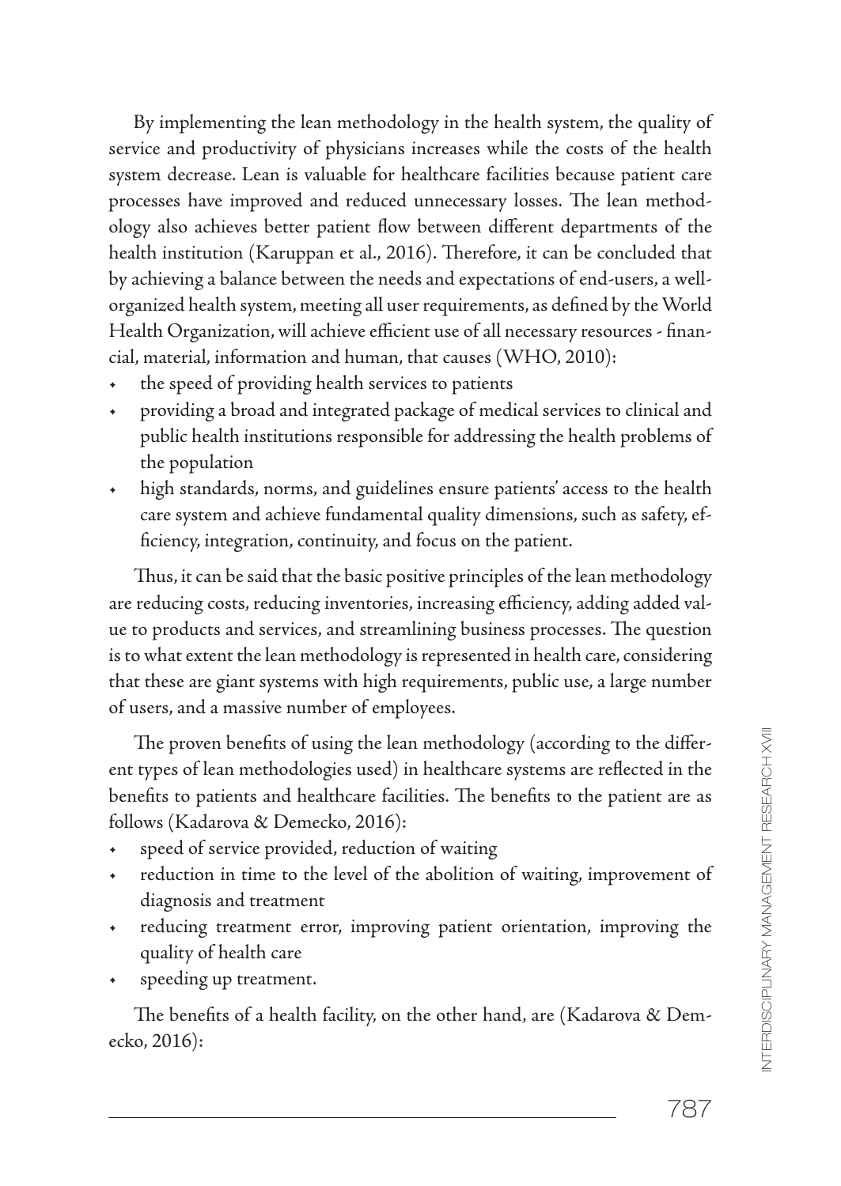By implementing the lean methodology in the health system, the quality of service and productivity of physicians increases while the costs of the health system decrease. Lean is valuable for healthcare facilities because patient care processes have improved and reduced unnecessary losses. The lean methodology also achieves better patient flow between different departments of the health institution (Karuppan et al., 2016). Therefore, it can be concluded that by achieving a balance between the needs and expectations of end-users, a well-organized health system, meeting all user requirements, as defined by the World Health Organization, will achieve efficient use of all necessary resources - financial, material, information and human, that causes (WHO, 2010):

- the speed of providing health services to patients
- providing a broad and integrated package of medical services to clinical and public health institutions responsible for addressing the health problems of the population
- high standards, norms, and guidelines ensure patients' access to the health care system and achieve fundamental quality dimensions, such as safety, efficiency, integration, continuity, and focus on the patient.

Thus, it can be said that the basic positive principles of the lean methodology are reducing costs, reducing inventories, increasing efficiency, adding added value to products and services, and streamlining business processes. The question is to what extent the lean methodology is represented in health care, considering that these are giant systems with high requirements, public use, a large number of users, and a massive number of employees.

The proven benefits of using the lean methodology (according to the different types of lean methodologies used) in healthcare systems are reflected in the benefits to patients and healthcare facilities. The benefits to the patient are as follows (Kadarova & Demecko, 2016):

- speed of service provided, reduction of waiting
- reduction in time to the level of the abolition of waiting, improvement of diagnosis and treatment
- reducing treatment error, improving patient orientation, improving the quality of health care
- speeding up treatment.

The benefits of a health facility, on the other hand, are (Kadarova & Demecko, 2016):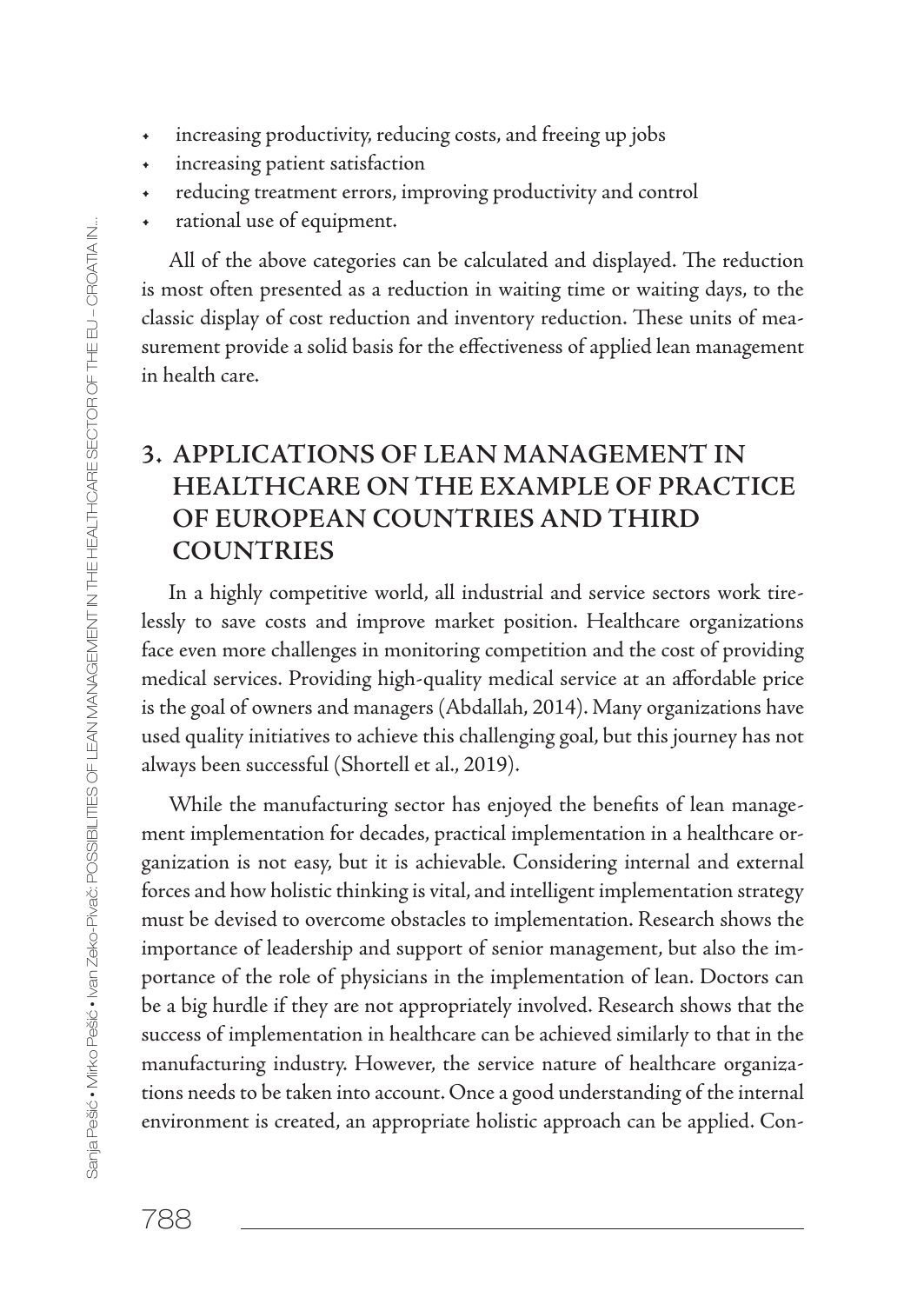- increasing productivity, reducing costs, and freeing up jobs
- increasing patient satisfaction
- reducing treatment errors, improving productivity and control
- rational use of equipment.

All of the above categories can be calculated and displayed. The reduction is most often presented as a reduction in waiting time or waiting days, to the classic display of cost reduction and inventory reduction. These units of measurement provide a solid basis for the effectiveness of applied lean management in health care.

## 3. APPLICATIONS OF LEAN MANAGEMENT IN HEALTHCARE ON THE EXAMPLE OF PRACTICE OF EUROPEAN COUNTRIES AND THIRD COUNTRIES

In a highly competitive world, all industrial and service sectors work tirelessly to save costs and improve market position. Healthcare organizations face even more challenges in monitoring competition and the cost of providing medical services. Providing high-quality medical service at an affordable price is the goal of owners and managers (Abdallah, 2014). Many organizations have used quality initiatives to achieve this challenging goal, but this journey has not always been successful (Shortell et al., 2019).

While the manufacturing sector has enjoyed the benefits of lean management implementation for decades, practical implementation in a healthcare organization is not easy, but it is achievable. Considering internal and external forces and how holistic thinking is vital, and intelligent implementation strategy must be devised to overcome obstacles to implementation. Research shows the importance of leadership and support of senior management, but also the importance of the role of physicians in the implementation of lean. Doctors can be a big hurdle if they are not appropriately involved. Research shows that the success of implementation in healthcare can be achieved similarly to that in the manufacturing industry. However, the service nature of healthcare organizations needs to be taken into account. Once a good understanding of the internal environment is created, an appropriate holistic approach can be applied. Con-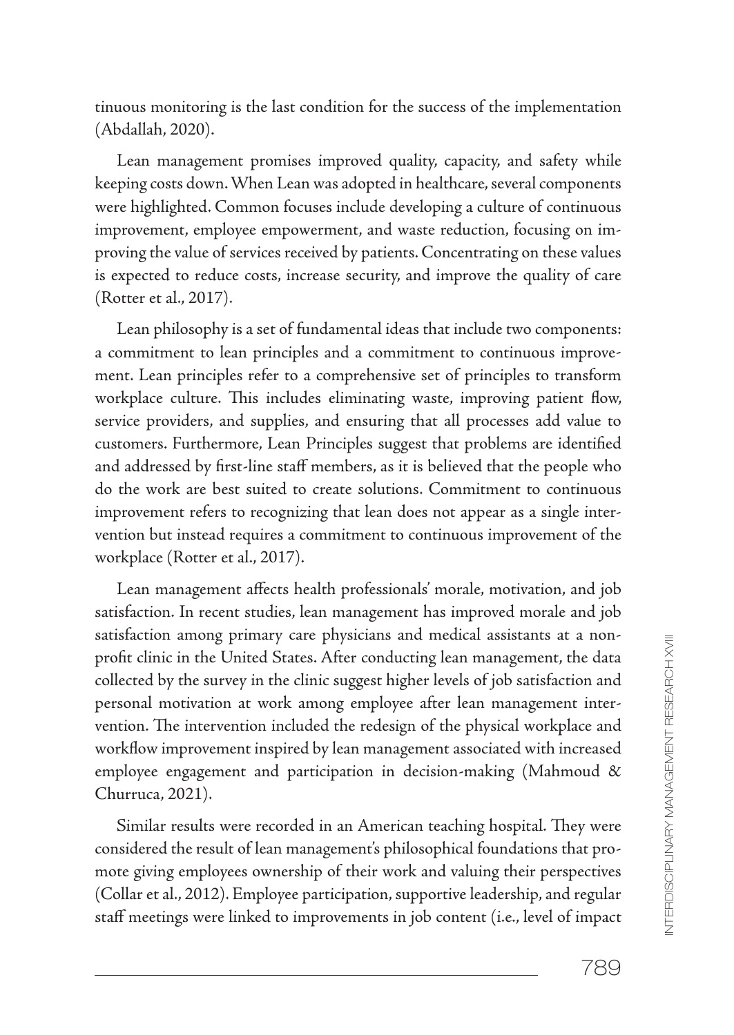tinuous monitoring is the last condition for the success of the implementation (Abdallah, 2020).

Lean management promises improved quality, capacity, and safety while keeping costs down. When Lean was adopted in healthcare, several components were highlighted. Common focuses include developing a culture of continuous improvement, employee empowerment, and waste reduction, focusing on improving the value of services received by patients. Concentrating on these values is expected to reduce costs, increase security, and improve the quality of care (Rotter et al., 2017).

Lean philosophy is a set of fundamental ideas that include two components: a commitment to lean principles and a commitment to continuous improvement. Lean principles refer to a comprehensive set of principles to transform workplace culture. This includes eliminating waste, improving patient flow, service providers, and supplies, and ensuring that all processes add value to customers. Furthermore, Lean Principles suggest that problems are identified and addressed by first-line staff members, as it is believed that the people who do the work are best suited to create solutions. Commitment to continuous improvement refers to recognizing that lean does not appear as a single intervention but instead requires a commitment to continuous improvement of the workplace (Rotter et al., 2017).

Lean management affects health professionals' morale, motivation, and job satisfaction. In recent studies, lean management has improved morale and job satisfaction among primary care physicians and medical assistants at a non-profit clinic in the United States. After conducting lean management, the data collected by the survey in the clinic suggest higher levels of job satisfaction and personal motivation at work among employee after lean management intervention. The intervention included the redesign of the physical workplace and workflow improvement inspired by lean management associated with increased employee engagement and participation in decision-making (Mahmoud & Churruca, 2021).

Similar results were recorded in an American teaching hospital. They were considered the result of lean management's philosophical foundations that promote giving employees ownership of their work and valuing their perspectives (Collar et al., 2012). Employee participation, supportive leadership, and regular staff meetings were linked to improvements in job content (i.e., level of impact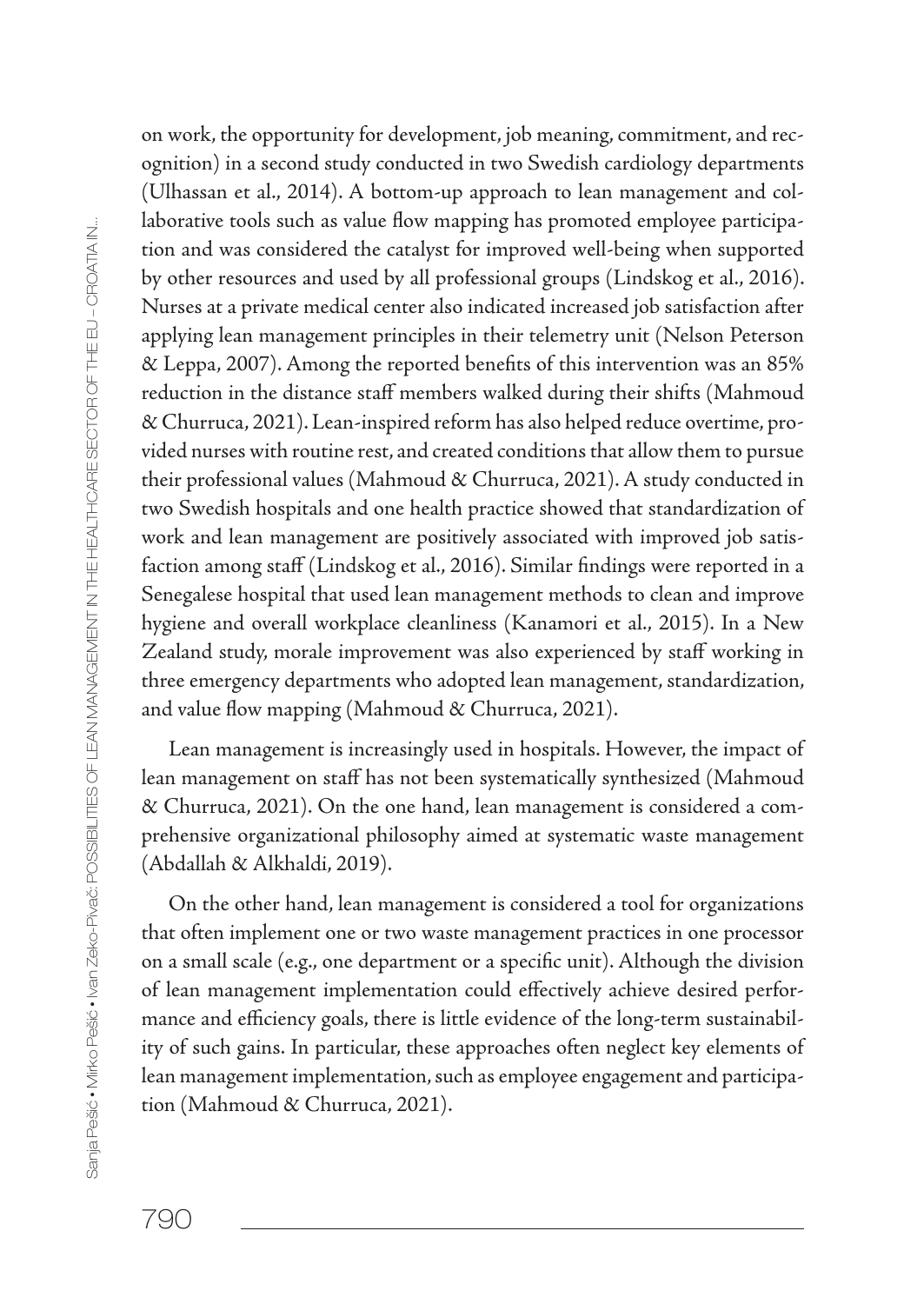on work, the opportunity for development, job meaning, commitment, and recognition) in a second study conducted in two Swedish cardiology departments (Ulhassan et al., 2014). A bottom-up approach to lean management and collaborative tools such as value flow mapping has promoted employee participation and was considered the catalyst for improved well-being when supported by other resources and used by all professional groups (Lindskog et al., 2016). Nurses at a private medical center also indicated increased job satisfaction after applying lean management principles in their telemetry unit (Nelson Peterson & Leppa, 2007). Among the reported benefits of this intervention was an 85% reduction in the distance staff members walked during their shifts (Mahmoud & Churruca, 2021). Lean-inspired reform has also helped reduce overtime, provided nurses with routine rest, and created conditions that allow them to pursue their professional values (Mahmoud & Churruca, 2021). A study conducted in two Swedish hospitals and one health practice showed that standardization of work and lean management are positively associated with improved job satisfaction among staff (Lindskog et al., 2016). Similar findings were reported in a Senegalese hospital that used lean management methods to clean and improve hygiene and overall workplace cleanliness (Kanamori et al., 2015). In a New Zealand study, morale improvement was also experienced by staff working in three emergency departments who adopted lean management, standardization, and value flow mapping (Mahmoud & Churruca, 2021).

Lean management is increasingly used in hospitals. However, the impact of lean management on staff has not been systematically synthesized (Mahmoud & Churruca, 2021). On the one hand, lean management is considered a comprehensive organizational philosophy aimed at systematic waste management (Abdallah & Alkhaldi, 2019).

On the other hand, lean management is considered a tool for organizations that often implement one or two waste management practices in one processor on a small scale (e.g., one department or a specific unit). Although the division of lean management implementation could effectively achieve desired performance and efficiency goals, there is little evidence of the long-term sustainability of such gains. In particular, these approaches often neglect key elements of lean management implementation, such as employee engagement and participation (Mahmoud & Churruca, 2021).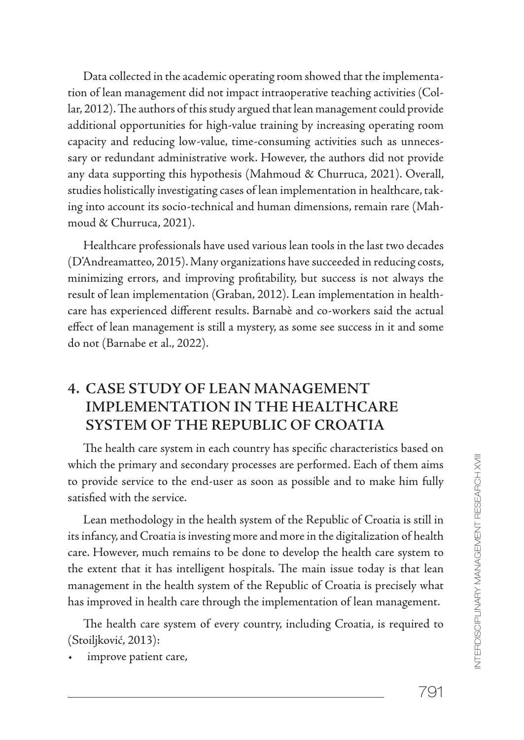Data collected in the academic operating room showed that the implementation of lean management did not impact intraoperative teaching activities (Collar, 2012). The authors of this study argued that lean management could provide additional opportunities for high-value training by increasing operating room capacity and reducing low-value, time-consuming activities such as unnecessary or redundant administrative work. However, the authors did not provide any data supporting this hypothesis (Mahmoud & Churruca, 2021). Overall, studies holistically investigating cases of lean implementation in healthcare, taking into account its socio-technical and human dimensions, remain rare (Mahmoud & Churruca, 2021).

Healthcare professionals have used various lean tools in the last two decades (D'Andreamatteo, 2015). Many organizations have succeeded in reducing costs, minimizing errors, and improving profitability, but success is not always the result of lean implementation (Graban, 2012). Lean implementation in healthcare has experienced different results. Barnabè and co-workers said the actual effect of lean management is still a mystery, as some see success in it and some do not (Barnabe et al., 2022).

## 4. CASE STUDY OF LEAN MANAGEMENT IMPLEMENTATION IN THE HEALTHCARE SYSTEM OF THE REPUBLIC OF CROATIA

The health care system in each country has specific characteristics based on which the primary and secondary processes are performed. Each of them aims to provide service to the end-user as soon as possible and to make him fully satisfied with the service.

Lean methodology in the health system of the Republic of Croatia is still in its infancy, and Croatia is investing more and more in the digitalization of health care. However, much remains to be done to develop the health care system to the extent that it has intelligent hospitals. The main issue today is that lean management in the health system of the Republic of Croatia is precisely what has improved in health care through the implementation of lean management.

The health care system of every country, including Croatia, is required to (Stoiljković, 2013):

- improve patient care,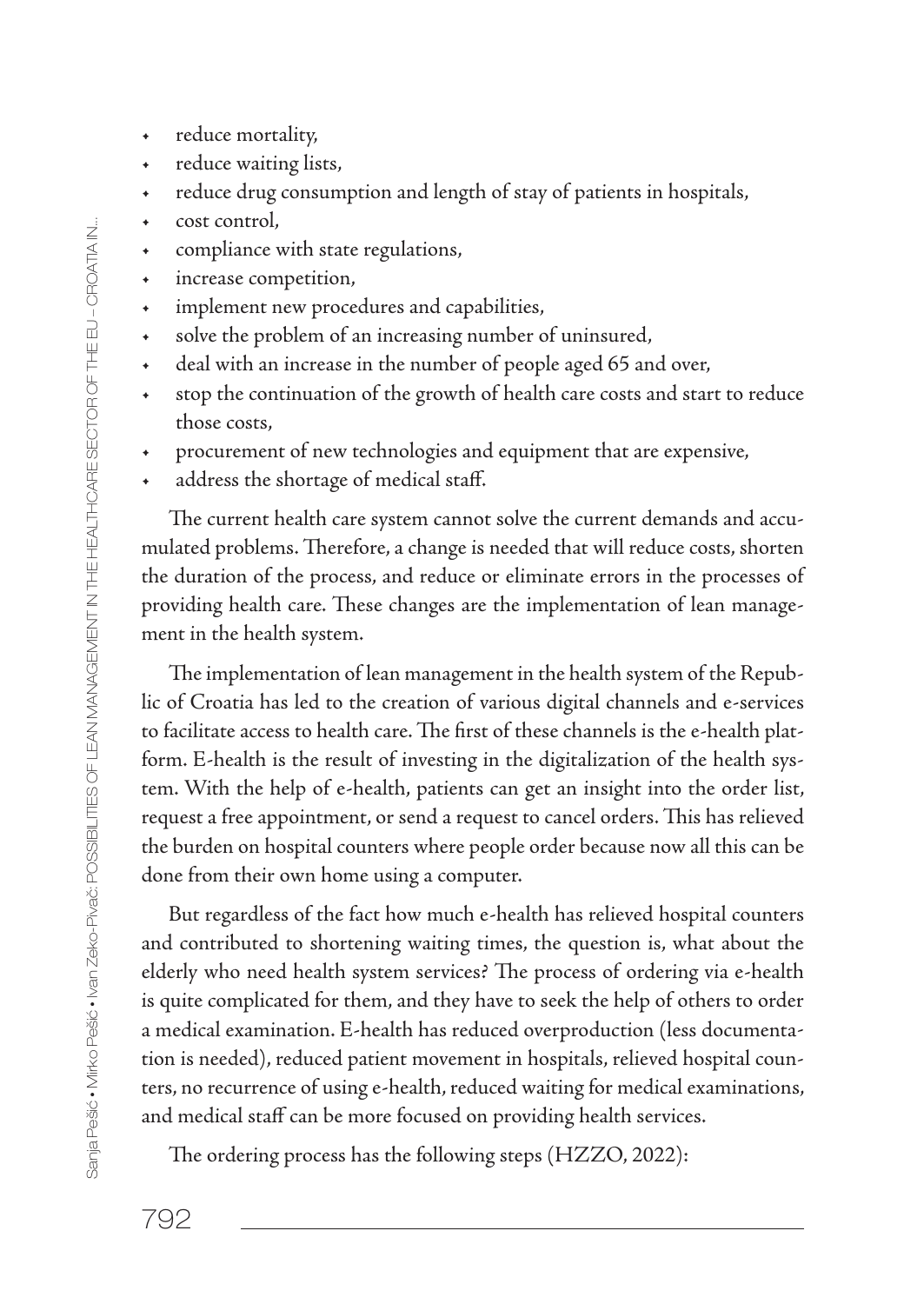- reduce mortality,
- reduce waiting lists,
- reduce drug consumption and length of stay of patients in hospitals,
- cost control,
- compliance with state regulations,
- increase competition,
- implement new procedures and capabilities,
- solve the problem of an increasing number of uninsured,
- deal with an increase in the number of people aged 65 and over,
- stop the continuation of the growth of health care costs and start to reduce those costs,
- procurement of new technologies and equipment that are expensive,
- address the shortage of medical staff.

The current health care system cannot solve the current demands and accumulated problems. Therefore, a change is needed that will reduce costs, shorten the duration of the process, and reduce or eliminate errors in the processes of providing health care. These changes are the implementation of lean management in the health system.

The implementation of lean management in the health system of the Republic of Croatia has led to the creation of various digital channels and e-services to facilitate access to health care. The first of these channels is the e-health platform. E-health is the result of investing in the digitalization of the health system. With the help of e-health, patients can get an insight into the order list, request a free appointment, or send a request to cancel orders. This has relieved the burden on hospital counters where people order because now all this can be done from their own home using a computer.

But regardless of the fact how much e-health has relieved hospital counters and contributed to shortening waiting times, the question is, what about the elderly who need health system services? The process of ordering via e-health is quite complicated for them, and they have to seek the help of others to order a medical examination. E-health has reduced overproduction (less documentation is needed), reduced patient movement in hospitals, relieved hospital counters, no recurrence of using e-health, reduced waiting for medical examinations, and medical staff can be more focused on providing health services.

The ordering process has the following steps (HZZO, 2022):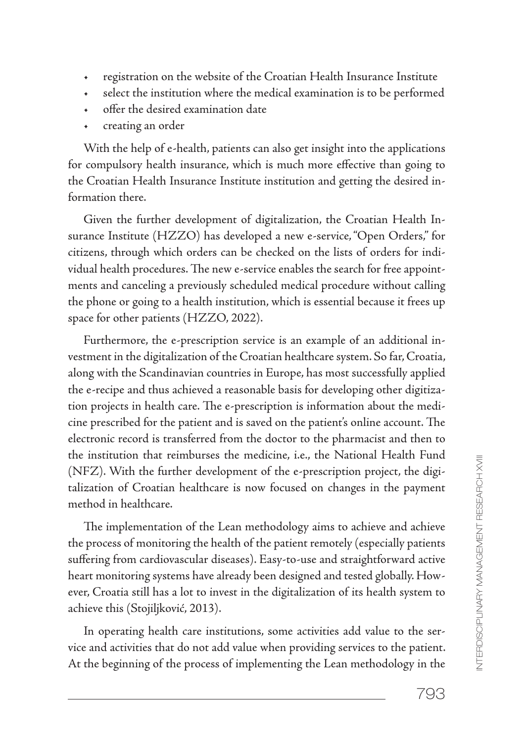- registration on the website of the Croatian Health Insurance Institute
- select the institution where the medical examination is to be performed
- offer the desired examination date
- creating an order

With the help of e-health, patients can also get insight into the applications for compulsory health insurance, which is much more effective than going to the Croatian Health Insurance Institute institution and getting the desired information there.

Given the further development of digitalization, the Croatian Health Insurance Institute (HZZO) has developed a new e-service, "Open Orders," for citizens, through which orders can be checked on the lists of orders for individual health procedures. The new e-service enables the search for free appointments and canceling a previously scheduled medical procedure without calling the phone or going to a health institution, which is essential because it frees up space for other patients (HZZO, 2022).

Furthermore, the e-prescription service is an example of an additional investment in the digitalization of the Croatian healthcare system. So far, Croatia, along with the Scandinavian countries in Europe, has most successfully applied the e-recipe and thus achieved a reasonable basis for developing other digitization projects in health care. The e-prescription is information about the medicine prescribed for the patient and is saved on the patient's online account. The electronic record is transferred from the doctor to the pharmacist and then to the institution that reimburses the medicine, i.e., the National Health Fund (NFZ). With the further development of the e-prescription project, the digitalization of Croatian healthcare is now focused on changes in the payment method in healthcare.

The implementation of the Lean methodology aims to achieve and achieve the process of monitoring the health of the patient remotely (especially patients suffering from cardiovascular diseases). Easy-to-use and straightforward active heart monitoring systems have already been designed and tested globally. However, Croatia still has a lot to invest in the digitalization of its health system to achieve this (Stojiljković, 2013).

In operating health care institutions, some activities add value to the service and activities that do not add value when providing services to the patient. At the beginning of the process of implementing the Lean methodology in the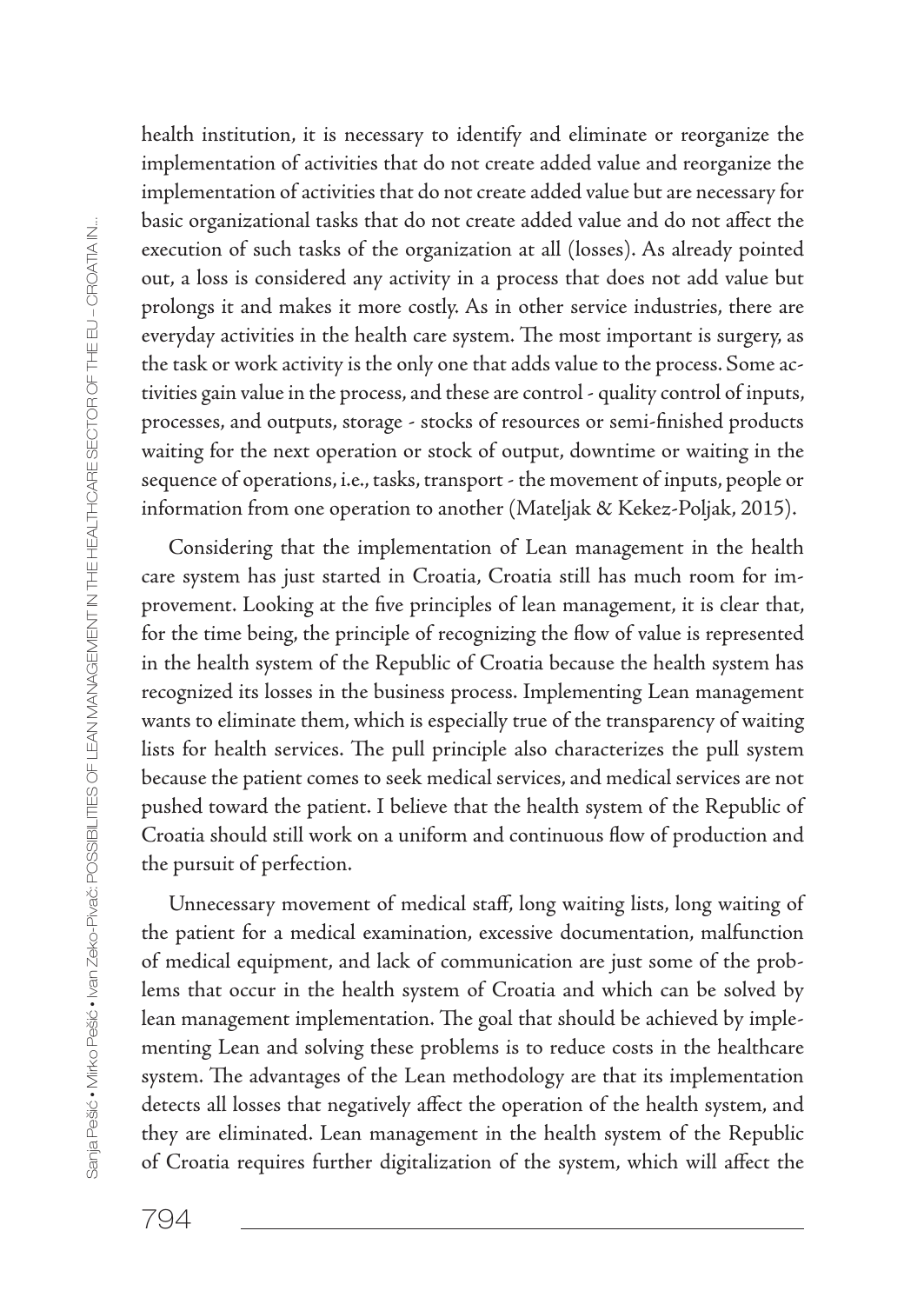health institution, it is necessary to identify and eliminate or reorganize the implementation of activities that do not create added value and reorganize the implementation of activities that do not create added value but are necessary for basic organizational tasks that do not create added value and do not affect the execution of such tasks of the organization at all (losses). As already pointed out, a loss is considered any activity in a process that does not add value but prolongs it and makes it more costly. As in other service industries, there are everyday activities in the health care system. The most important is surgery, as the task or work activity is the only one that adds value to the process. Some activities gain value in the process, and these are control - quality control of inputs, processes, and outputs, storage - stocks of resources or semi-finished products waiting for the next operation or stock of output, downtime or waiting in the sequence of operations, i.e., tasks, transport - the movement of inputs, people or information from one operation to another (Mateljak & Kekez-Poljak, 2015).

Considering that the implementation of Lean management in the health care system has just started in Croatia, Croatia still has much room for improvement. Looking at the five principles of lean management, it is clear that, for the time being, the principle of recognizing the flow of value is represented in the health system of the Republic of Croatia because the health system has recognized its losses in the business process. Implementing Lean management wants to eliminate them, which is especially true of the transparency of waiting lists for health services. The pull principle also characterizes the pull system because the patient comes to seek medical services, and medical services are not pushed toward the patient. I believe that the health system of the Republic of Croatia should still work on a uniform and continuous flow of production and the pursuit of perfection.

Unnecessary movement of medical staff, long waiting lists, long waiting of the patient for a medical examination, excessive documentation, malfunction of medical equipment, and lack of communication are just some of the problems that occur in the health system of Croatia and which can be solved by lean management implementation. The goal that should be achieved by implementing Lean and solving these problems is to reduce costs in the healthcare system. The advantages of the Lean methodology are that its implementation detects all losses that negatively affect the operation of the health system, and they are eliminated. Lean management in the health system of the Republic of Croatia requires further digitalization of the system, which will affect the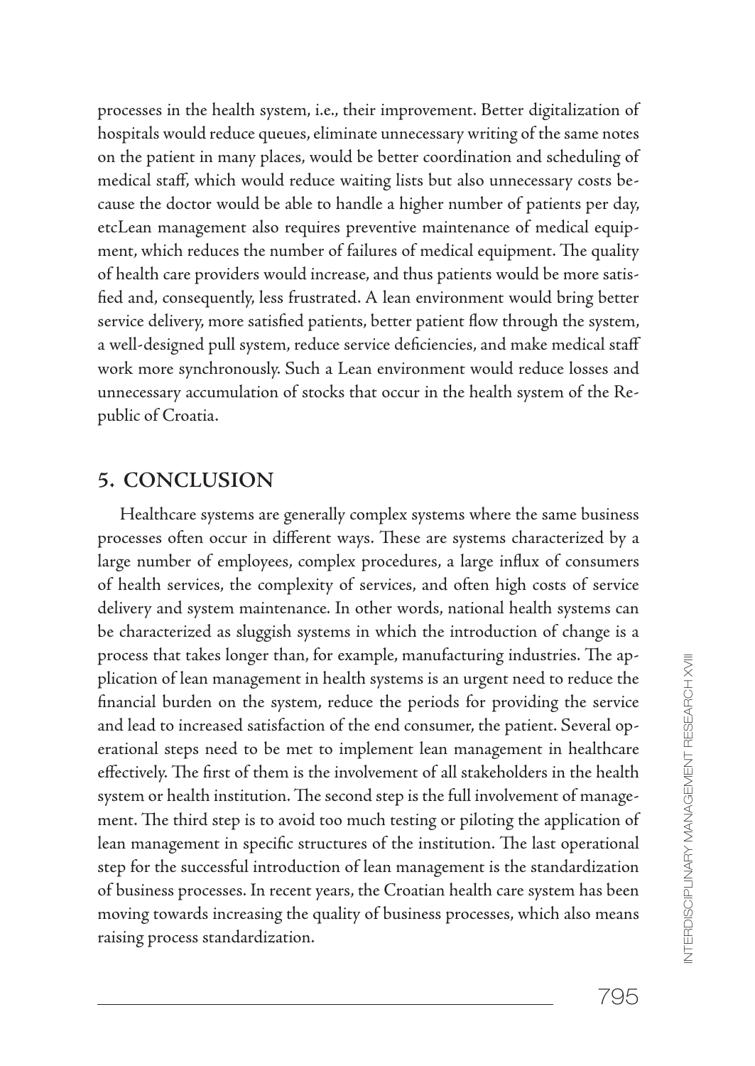processes in the health system, i.e., their improvement. Better digitalization of hospitals would reduce queues, eliminate unnecessary writing of the same notes on the patient in many places, would be better coordination and scheduling of medical staff, which would reduce waiting lists but also unnecessary costs because the doctor would be able to handle a higher number of patients per day, etcLean management also requires preventive maintenance of medical equipment, which reduces the number of failures of medical equipment. The quality of health care providers would increase, and thus patients would be more satisfied and, consequently, less frustrated. A lean environment would bring better service delivery, more satisfied patients, better patient flow through the system, a well-designed pull system, reduce service deficiencies, and make medical staff work more synchronously. Such a Lean environment would reduce losses and unnecessary accumulation of stocks that occur in the health system of the Republic of Croatia.

## 5. CONCLUSION

Healthcare systems are generally complex systems where the same business processes often occur in different ways. These are systems characterized by a large number of employees, complex procedures, a large influx of consumers of health services, the complexity of services, and often high costs of service delivery and system maintenance. In other words, national health systems can be characterized as sluggish systems in which the introduction of change is a process that takes longer than, for example, manufacturing industries. The application of lean management in health systems is an urgent need to reduce the financial burden on the system, reduce the periods for providing the service and lead to increased satisfaction of the end consumer, the patient. Several operational steps need to be met to implement lean management in healthcare effectively. The first of them is the involvement of all stakeholders in the health system or health institution. The second step is the full involvement of management. The third step is to avoid too much testing or piloting the application of lean management in specific structures of the institution. The last operational step for the successful introduction of lean management is the standardization of business processes. In recent years, the Croatian health care system has been moving towards increasing the quality of business processes, which also means raising process standardization.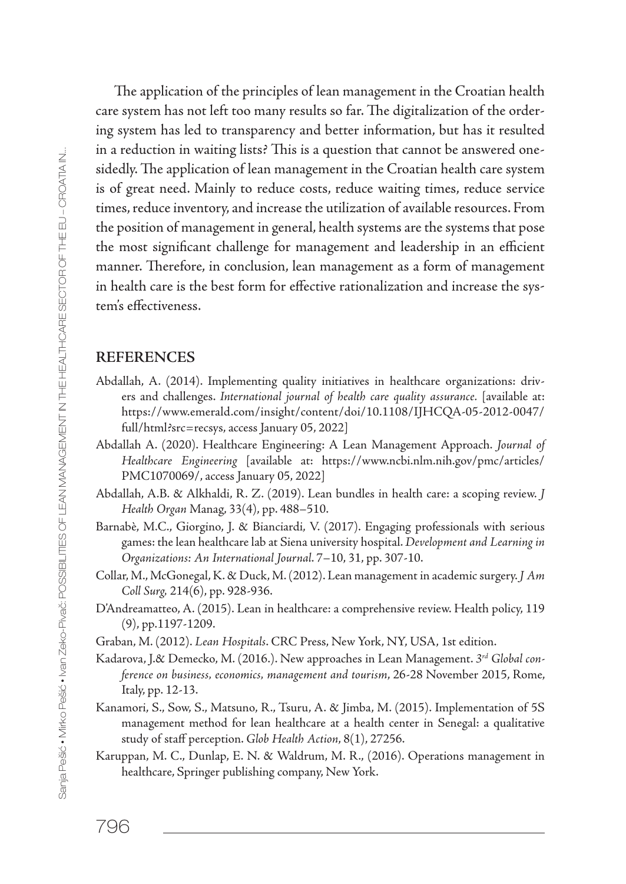The application of the principles of lean management in the Croatian health care system has not left too many results so far. The digitalization of the ordering system has led to transparency and better information, but has it resulted in a reduction in waiting lists? This is a question that cannot be answered one-sidedly. The application of lean management in the Croatian health care system is of great need. Mainly to reduce costs, reduce waiting times, reduce service times, reduce inventory, and increase the utilization of available resources. From the position of management in general, health systems are the systems that pose the most significant challenge for management and leadership in an efficient manner. Therefore, in conclusion, lean management as a form of management in health care is the best form for effective rationalization and increase the system's effectiveness.

## REFERENCES

Abdallah, A. (2014). Implementing quality initiatives in healthcare organizations: drivers and challenges. *International journal of health care quality assurance.* [available at: https://www.emerald.com/insight/content/doi/10.1108/IJHCQA-05-2012-0047/full/html?src=recsys, access January 05, 2022]

Abdallah A. (2020). Healthcare Engineering: A Lean Management Approach. *Journal of Healthcare Engineering* [available at: https://www.ncbi.nlm.nih.gov/pmc/articles/PMC1070069/, access January 05, 2022]

Abdallah, A.B. & Alkhaldi, R. Z. (2019). Lean bundles in health care: a scoping review. *J Health Organ* Manag, 33(4), pp. 488–510.

Barnabè, M.C., Giorgino, J. & Bianciardi, V. (2017). Engaging professionals with serious games: the lean healthcare lab at Siena university hospital. *Development and Learning in Organizations: An International Journal*. 7–10, 31, pp. 307-10.

Collar, M., McGonegal, K. & Duck, M. (2012). Lean management in academic surgery. *J Am Coll Surg,* 214(6), pp. 928-936.

D'Andreamatteo, A. (2015). Lean in healthcare: a comprehensive review. Health policy, 119 (9), pp.1197-1209.

Graban, M. (2012). *Lean Hospitals*. CRC Press, New York, NY, USA, 1st edition.

Kadarova, J.& Demecko, M. (2016.). New approaches in Lean Management. *3rd Global conference on business, economics, management and tourism*, 26-28 November 2015, Rome, Italy, pp. 12-13.

Kanamori, S., Sow, S., Matsuno, R., Tsuru, A. & Jimba, M. (2015). Implementation of 5S management method for lean healthcare at a health center in Senegal: a qualitative study of staff perception. *Glob Health Action*, 8(1), 27256.

Karuppan, M. C., Dunlap, E. N. & Waldrum, M. R., (2016). Operations management in healthcare, Springer publishing company, New York.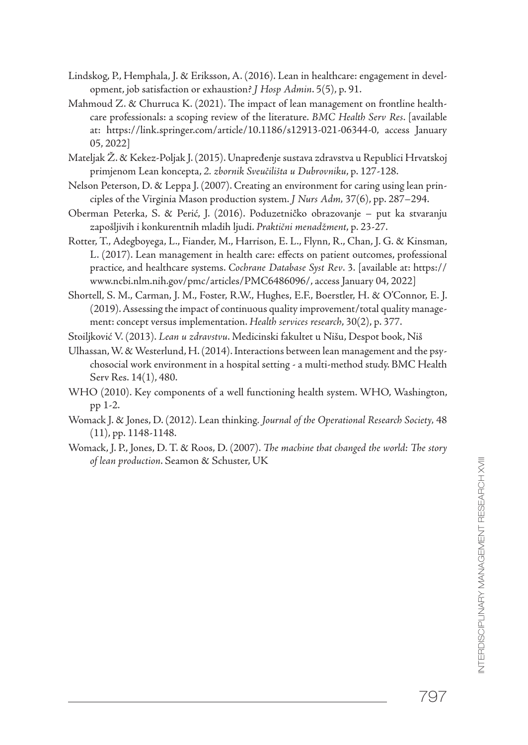Lindskog, P., Hemphala, J. & Eriksson, A. (2016). Lean in healthcare: engagement in development, job satisfaction or exhaustion? *J Hosp Admin*. 5(5), p. 91.

Mahmoud Z. & Churruca K. (2021). The impact of lean management on frontline healthcare professionals: a scoping review of the literature. *BMC Health Serv Res*. [available at: https://link.springer.com/article/10.1186/s12913-021-06344-0, access January 05, 2022]

Mateljak Ž. & Kekez-Poljak J. (2015). Unapređenje sustava zdravstva u Republici Hrvatskoj primjenom Lean koncepta, *2. zbornik Sveučilišta u Dubrovniku*, p. 127-128.

Nelson Peterson, D. & Leppa J. (2007). Creating an environment for caring using lean principles of the Virginia Mason production system. *J Nurs Adm*, 37(6), pp. 287–294.

Oberman Peterka, S. & Perić, J. (2016). Poduzetničko obrazovanje – put ka stvaranju zapošljivih i konkurentnih mladih ljudi. *Praktični menadžment*, p. 23-27.

Rotter, T., Adegboyega, L., Fiander, M., Harrison, E. L., Flynn, R., Chan, J. G. & Kinsman, L. (2017). Lean management in health care: effects on patient outcomes, professional practice, and healthcare systems. *Cochrane Database Syst Rev*. 3. [available at: https://www.ncbi.nlm.nih.gov/pmc/articles/PMC6486096/, access January 04, 2022]

Shortell, S. M., Carman, J. M., Foster, R.W., Hughes, E.F., Boerstler, H. & O'Connor, E. J. (2019). Assessing the impact of continuous quality improvement/total quality management: concept versus implementation. *Health services research*, 30(2), p. 377.

Stoiljković V. (2013). *Lean u zdravstvu*. Medicinski fakultet u Nišu, Despot book, Niš

Ulhassan, W. & Westerlund, H. (2014). Interactions between lean management and the psychosocial work environment in a hospital setting - a multi-method study. BMC Health Serv Res. 14(1), 480.

WHO (2010). Key components of a well functioning health system. WHO, Washington, pp 1-2.

Womack J. & Jones, D. (2012). Lean thinking. *Journal of the Operational Research Society*, 48 (11), pp. 1148-1148.

Womack, J. P., Jones, D. T. & Roos, D. (2007). *The machine that changed the world: The story of lean production*. Seamon & Schuster, UK